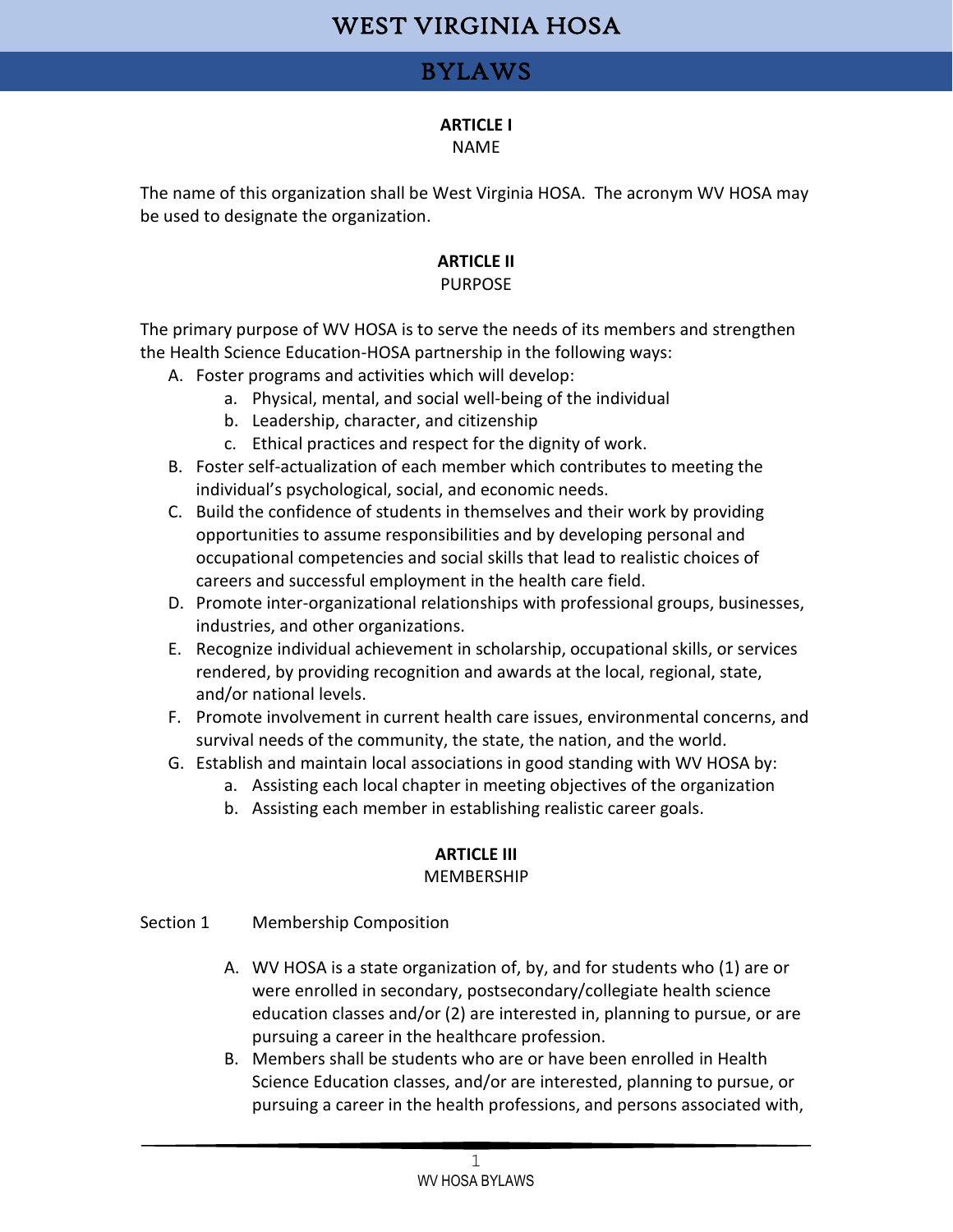# WEST VIRGINIA HOSA

## BYLAWS

### ARTICLE I
NAME

The name of this organization shall be West Virginia HOSA. The acronym WV HOSA may be used to designate the organization.

### ARTICLE II
PURPOSE

The primary purpose of WV HOSA is to serve the needs of its members and strengthen the Health Science Education-HOSA partnership in the following ways:

A. Foster programs and activities which will develop:
   a. Physical, mental, and social well-being of the individual
   b. Leadership, character, and citizenship
   c. Ethical practices and respect for the dignity of work.
B. Foster self-actualization of each member which contributes to meeting the individual's psychological, social, and economic needs.
C. Build the confidence of students in themselves and their work by providing opportunities to assume responsibilities and by developing personal and occupational competencies and social skills that lead to realistic choices of careers and successful employment in the health care field.
D. Promote inter-organizational relationships with professional groups, businesses, industries, and other organizations.
E. Recognize individual achievement in scholarship, occupational skills, or services rendered, by providing recognition and awards at the local, regional, state, and/or national levels.
F. Promote involvement in current health care issues, environmental concerns, and survival needs of the community, the state, the nation, and the world.
G. Establish and maintain local associations in good standing with WV HOSA by:
   a. Assisting each local chapter in meeting objectives of the organization
   b. Assisting each member in establishing realistic career goals.

### ARTICLE III
MEMBERSHIP

Section 1 Membership Composition

A. WV HOSA is a state organization of, by, and for students who (1) are or were enrolled in secondary, postsecondary/collegiate health science education classes and/or (2) are interested in, planning to pursue, or are pursuing a career in the healthcare profession.
B. Members shall be students who are or have been enrolled in Health Science Education classes, and/or are interested, planning to pursue, or pursuing a career in the health professions, and persons associated with,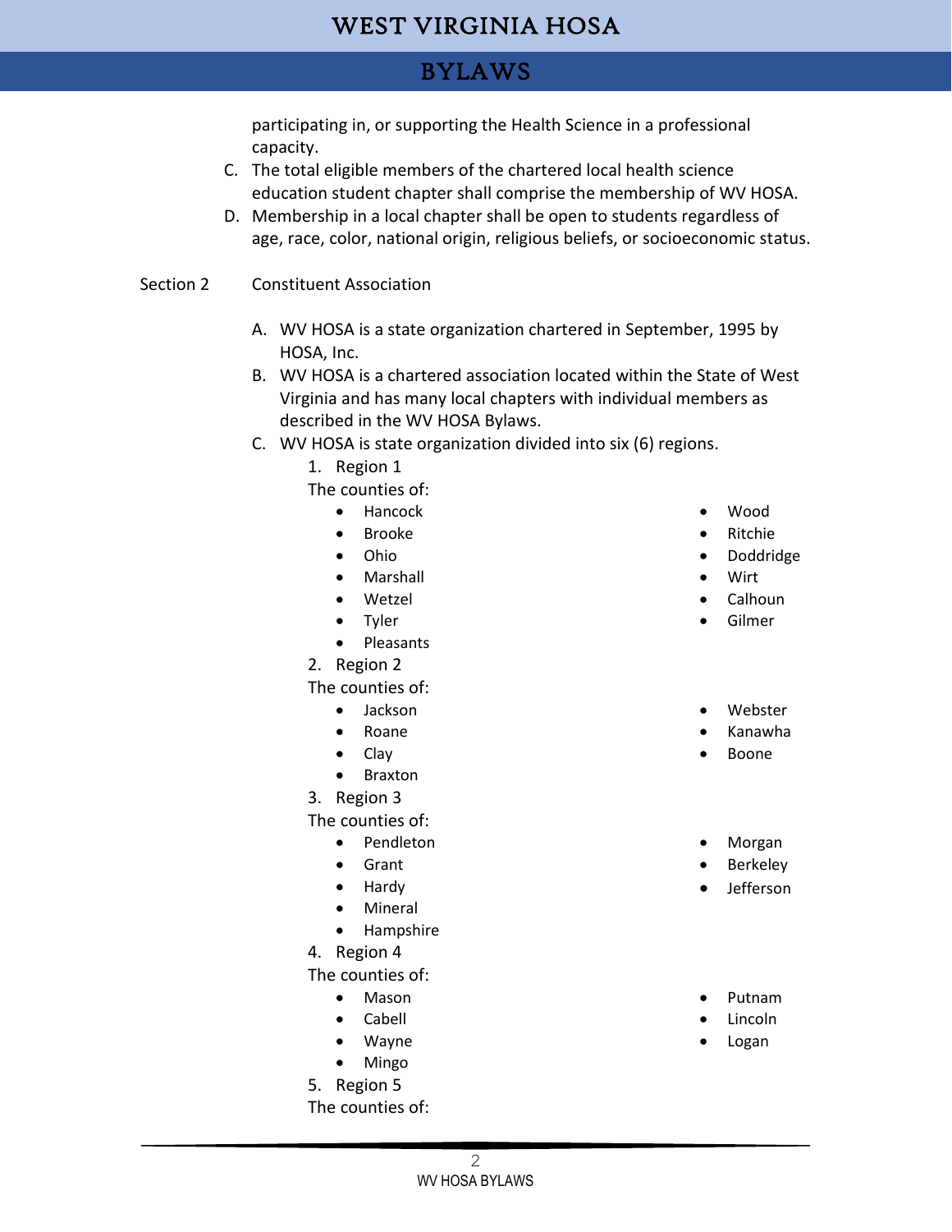participating in, or supporting the Health Science in a professional capacity.

C. The total eligible members of the chartered local health science education student chapter shall comprise the membership of WV HOSA.

D. Membership in a local chapter shall be open to students regardless of age, race, color, national origin, religious beliefs, or socioeconomic status.

Section 2 Constituent Association

A. WV HOSA is a state organization chartered in September, 1995 by HOSA, Inc.

B. WV HOSA is a chartered association located within the State of West Virginia and has many local chapters with individual members as described in the WV HOSA Bylaws.

C. WV HOSA is state organization divided into six (6) regions.

1. Region 1
   The counties of:
   - Hancock
   - Brooke
   - Ohio
   - Marshall
   - Wetzel
   - Tyler
   - Pleasants
   - Wood
   - Ritchie
   - Doddridge
   - Wirt
   - Calhoun
   - Gilmer
2. Region 2
   The counties of:
   - Jackson
   - Roane
   - Clay
   - Braxton
   - Webster
   - Kanawha
   - Boone
3. Region 3
   The counties of:
   - Pendleton
   - Grant
   - Hardy
   - Mineral
   - Hampshire
   - Morgan
   - Berkeley
   - Jefferson
4. Region 4
   The counties of:
   - Mason
   - Cabell
   - Wayne
   - Mingo
   - Putnam
   - Lincoln
   - Logan
5. Region 5
   The counties of: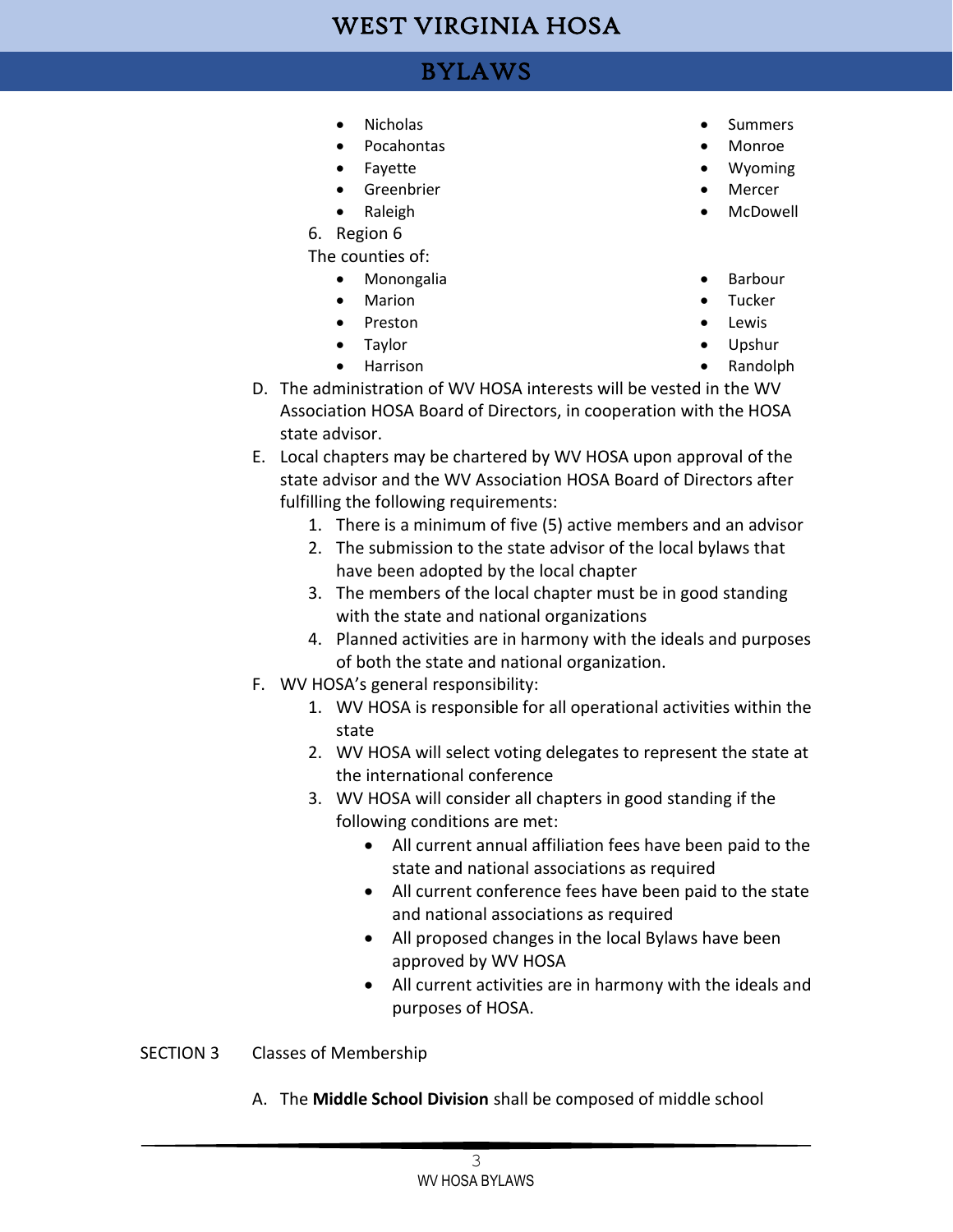- Nicholas
- Pocahontas
- Fayette
- Greenbrier
- Raleigh
- Summers
- Monroe
- Wyoming
- Mercer
- McDowell

6. Region 6

   The counties of:

   - Monongalia
   - Marion
   - Preston
   - Taylor
   - Harrison
   - Barbour
   - Tucker
   - Lewis
   - Upshur
   - Randolph

D. The administration of WV HOSA interests will be vested in the WV Association HOSA Board of Directors, in cooperation with the HOSA state advisor.

E. Local chapters may be chartered by WV HOSA upon approval of the state advisor and the WV Association HOSA Board of Directors after fulfilling the following requirements:
   1. There is a minimum of five (5) active members and an advisor
   2. The submission to the state advisor of the local bylaws that have been adopted by the local chapter
   3. The members of the local chapter must be in good standing with the state and national organizations
   4. Planned activities are in harmony with the ideals and purposes of both the state and national organization.

F. WV HOSA's general responsibility:
   1. WV HOSA is responsible for all operational activities within the state
   2. WV HOSA will select voting delegates to represent the state at the international conference
   3. WV HOSA will consider all chapters in good standing if the following conditions are met:
      - All current annual affiliation fees have been paid to the state and national associations as required
      - All current conference fees have been paid to the state and national associations as required
      - All proposed changes in the local Bylaws have been approved by WV HOSA
      - All current activities are in harmony with the ideals and purposes of HOSA.

SECTION 3 Classes of Membership

A. The **Middle School Division** shall be composed of middle school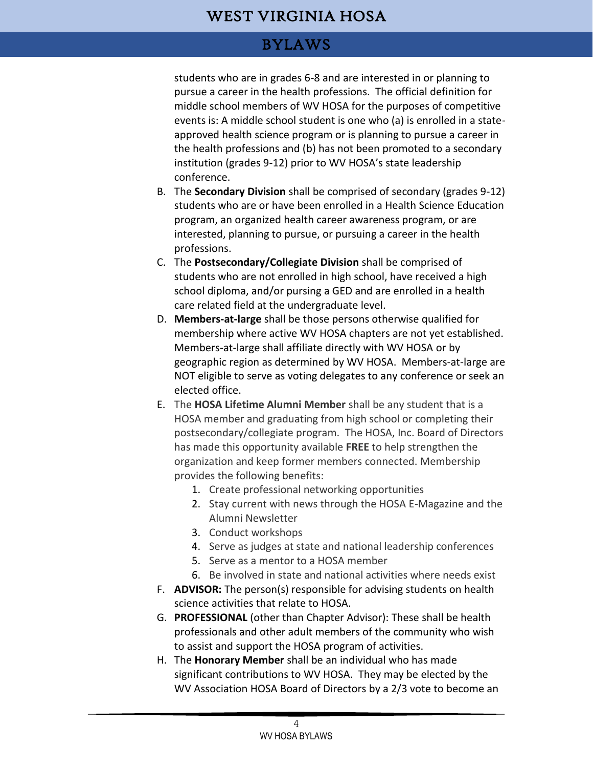students who are in grades 6-8 and are interested in or planning to pursue a career in the health professions. The official definition for middle school members of WV HOSA for the purposes of competitive events is: A middle school student is one who (a) is enrolled in a state-approved health science program or is planning to pursue a career in the health professions and (b) has not been promoted to a secondary institution (grades 9-12) prior to WV HOSA's state leadership conference.

B. The **Secondary Division** shall be comprised of secondary (grades 9-12) students who are or have been enrolled in a Health Science Education program, an organized health career awareness program, or are interested, planning to pursue, or pursuing a career in the health professions.

C. The **Postsecondary/Collegiate Division** shall be comprised of students who are not enrolled in high school, have received a high school diploma, and/or pursing a GED and are enrolled in a health care related field at the undergraduate level.

D. **Members-at-large** shall be those persons otherwise qualified for membership where active WV HOSA chapters are not yet established. Members-at-large shall affiliate directly with WV HOSA or by geographic region as determined by WV HOSA. Members-at-large are NOT eligible to serve as voting delegates to any conference or seek an elected office.

E. The **HOSA Lifetime Alumni Member** shall be any student that is a HOSA member and graduating from high school or completing their postsecondary/collegiate program. The HOSA, Inc. Board of Directors has made this opportunity available **FREE** to help strengthen the organization and keep former members connected. Membership provides the following benefits:
   1. Create professional networking opportunities
   2. Stay current with news through the HOSA E-Magazine and the Alumni Newsletter
   3. Conduct workshops
   4. Serve as judges at state and national leadership conferences
   5. Serve as a mentor to a HOSA member
   6. Be involved in state and national activities where needs exist

F. **ADVISOR:** The person(s) responsible for advising students on health science activities that relate to HOSA.

G. **PROFESSIONAL** (other than Chapter Advisor): These shall be health professionals and other adult members of the community who wish to assist and support the HOSA program of activities.

H. The **Honorary Member** shall be an individual who has made significant contributions to WV HOSA. They may be elected by the WV Association HOSA Board of Directors by a 2/3 vote to become an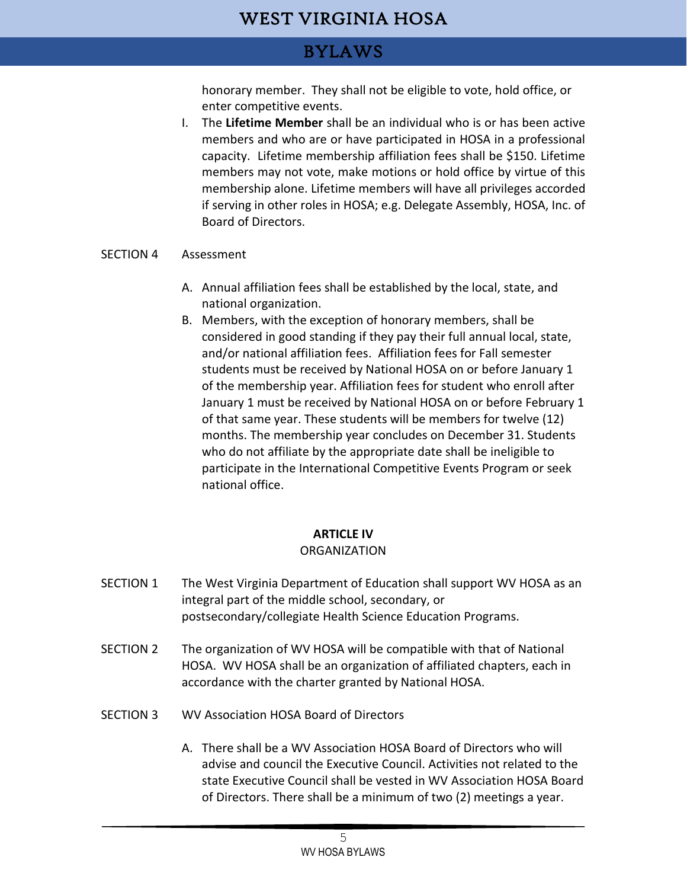honorary member. They shall not be eligible to vote, hold office, or enter competitive events.

I. The **Lifetime Member** shall be an individual who is or has been active members and who are or have participated in HOSA in a professional capacity. Lifetime membership affiliation fees shall be $150. Lifetime members may not vote, make motions or hold office by virtue of this membership alone. Lifetime members will have all privileges accorded if serving in other roles in HOSA; e.g. Delegate Assembly, HOSA, Inc. of Board of Directors.

SECTION 4 Assessment

A. Annual affiliation fees shall be established by the local, state, and national organization.

B. Members, with the exception of honorary members, shall be considered in good standing if they pay their full annual local, state, and/or national affiliation fees. Affiliation fees for Fall semester students must be received by National HOSA on or before January 1 of the membership year. Affiliation fees for student who enroll after January 1 must be received by National HOSA on or before February 1 of that same year. These students will be members for twelve (12) months. The membership year concludes on December 31. Students who do not affiliate by the appropriate date shall be ineligible to participate in the International Competitive Events Program or seek national office.

## ARTICLE IV
ORGANIZATION

SECTION 1 The West Virginia Department of Education shall support WV HOSA as an integral part of the middle school, secondary, or postsecondary/collegiate Health Science Education Programs.

SECTION 2 The organization of WV HOSA will be compatible with that of National HOSA. WV HOSA shall be an organization of affiliated chapters, each in accordance with the charter granted by National HOSA.

SECTION 3 WV Association HOSA Board of Directors

A. There shall be a WV Association HOSA Board of Directors who will advise and council the Executive Council. Activities not related to the state Executive Council shall be vested in WV Association HOSA Board of Directors. There shall be a minimum of two (2) meetings a year.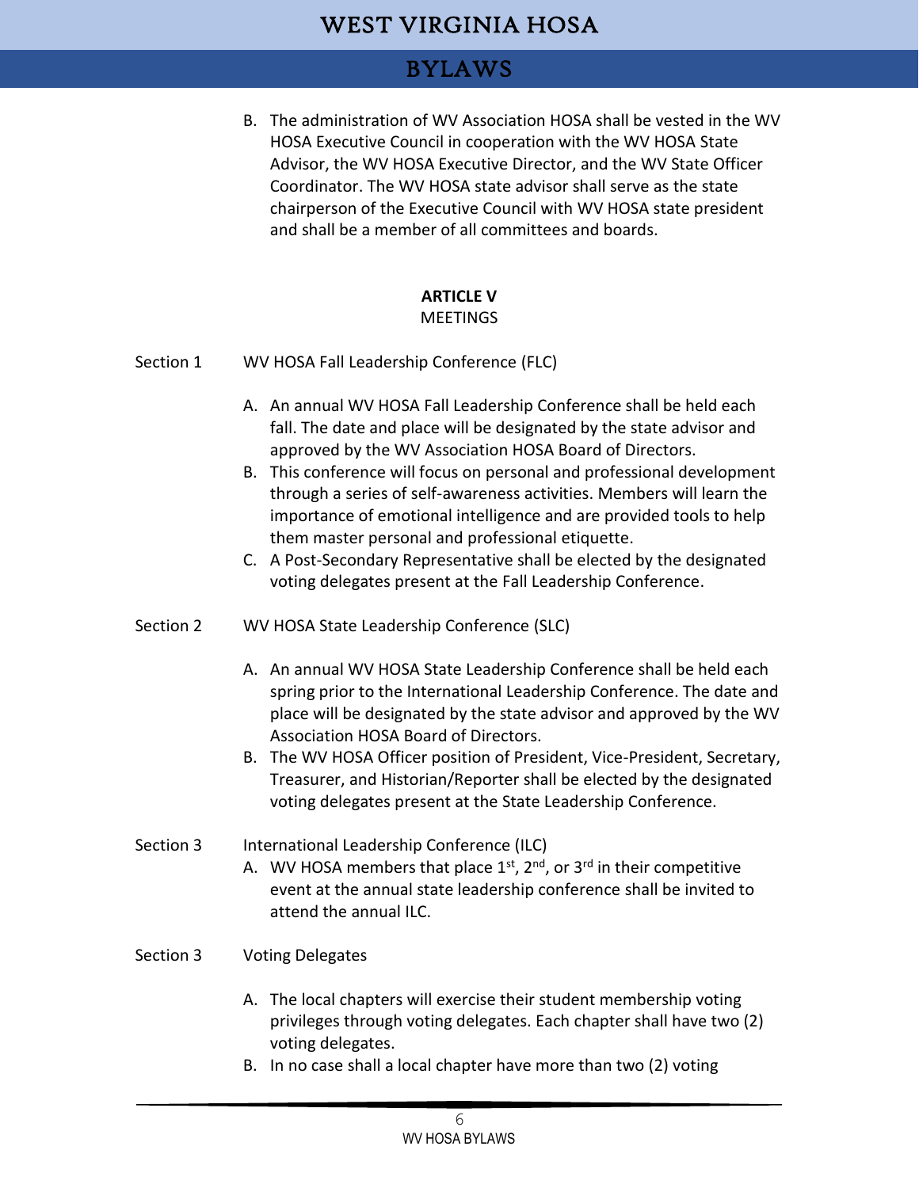B. The administration of WV Association HOSA shall be vested in the WV HOSA Executive Council in cooperation with the WV HOSA State Advisor, the WV HOSA Executive Director, and the WV State Officer Coordinator. The WV HOSA state advisor shall serve as the state chairperson of the Executive Council with WV HOSA state president and shall be a member of all committees and boards.

## ARTICLE V
MEETINGS

Section 1 WV HOSA Fall Leadership Conference (FLC)

A. An annual WV HOSA Fall Leadership Conference shall be held each fall. The date and place will be designated by the state advisor and approved by the WV Association HOSA Board of Directors.
B. This conference will focus on personal and professional development through a series of self-awareness activities. Members will learn the importance of emotional intelligence and are provided tools to help them master personal and professional etiquette.
C. A Post-Secondary Representative shall be elected by the designated voting delegates present at the Fall Leadership Conference.

Section 2 WV HOSA State Leadership Conference (SLC)

A. An annual WV HOSA State Leadership Conference shall be held each spring prior to the International Leadership Conference. The date and place will be designated by the state advisor and approved by the WV Association HOSA Board of Directors.
B. The WV HOSA Officer position of President, Vice-President, Secretary, Treasurer, and Historian/Reporter shall be elected by the designated voting delegates present at the State Leadership Conference.

Section 3 International Leadership Conference (ILC)

A. WV HOSA members that place 1st, 2nd, or 3rd in their competitive event at the annual state leadership conference shall be invited to attend the annual ILC.

Section 3 Voting Delegates

A. The local chapters will exercise their student membership voting privileges through voting delegates. Each chapter shall have two (2) voting delegates.
B. In no case shall a local chapter have more than two (2) voting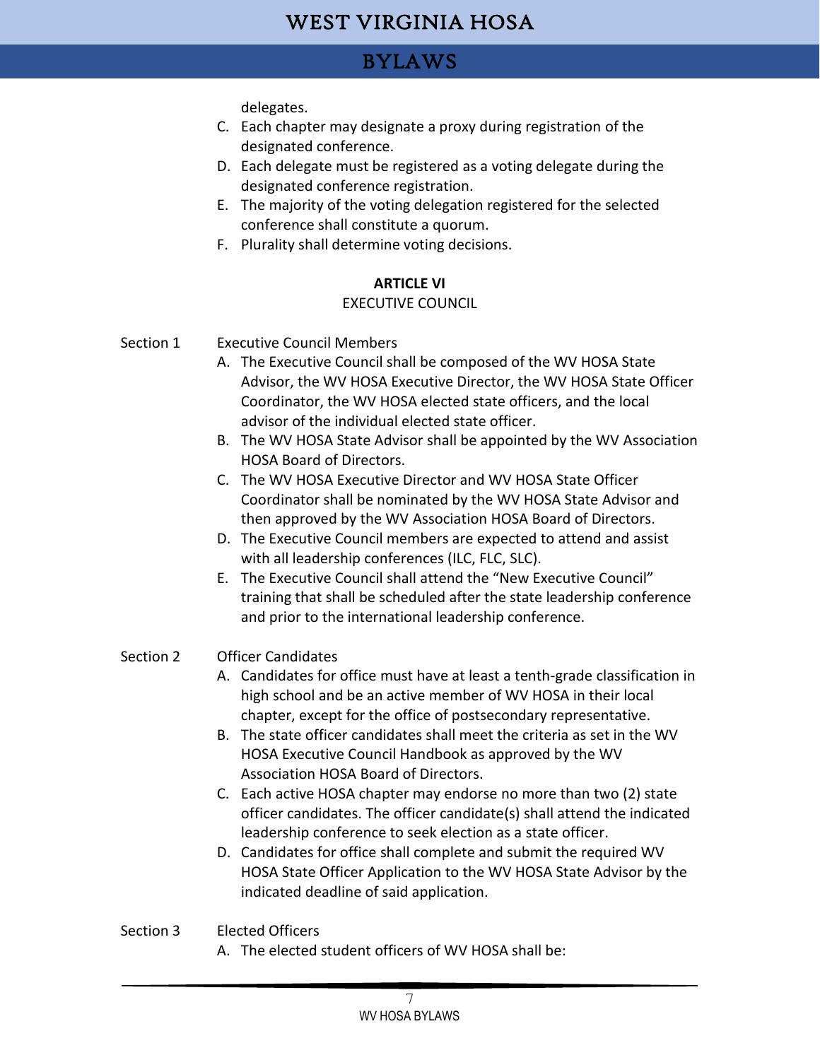delegates.

C. Each chapter may designate a proxy during registration of the designated conference.
D. Each delegate must be registered as a voting delegate during the designated conference registration.
E. The majority of the voting delegation registered for the selected conference shall constitute a quorum.
F. Plurality shall determine voting decisions.

## ARTICLE VI

EXECUTIVE COUNCIL

Section 1 Executive Council Members

A. The Executive Council shall be composed of the WV HOSA State Advisor, the WV HOSA Executive Director, the WV HOSA State Officer Coordinator, the WV HOSA elected state officers, and the local advisor of the individual elected state officer.
B. The WV HOSA State Advisor shall be appointed by the WV Association HOSA Board of Directors.
C. The WV HOSA Executive Director and WV HOSA State Officer Coordinator shall be nominated by the WV HOSA State Advisor and then approved by the WV Association HOSA Board of Directors.
D. The Executive Council members are expected to attend and assist with all leadership conferences (ILC, FLC, SLC).
E. The Executive Council shall attend the "New Executive Council" training that shall be scheduled after the state leadership conference and prior to the international leadership conference.

Section 2 Officer Candidates

A. Candidates for office must have at least a tenth-grade classification in high school and be an active member of WV HOSA in their local chapter, except for the office of postsecondary representative.
B. The state officer candidates shall meet the criteria as set in the WV HOSA Executive Council Handbook as approved by the WV Association HOSA Board of Directors.
C. Each active HOSA chapter may endorse no more than two (2) state officer candidates. The officer candidate(s) shall attend the indicated leadership conference to seek election as a state officer.
D. Candidates for office shall complete and submit the required WV HOSA State Officer Application to the WV HOSA State Advisor by the indicated deadline of said application.

Section 3 Elected Officers

A. The elected student officers of WV HOSA shall be: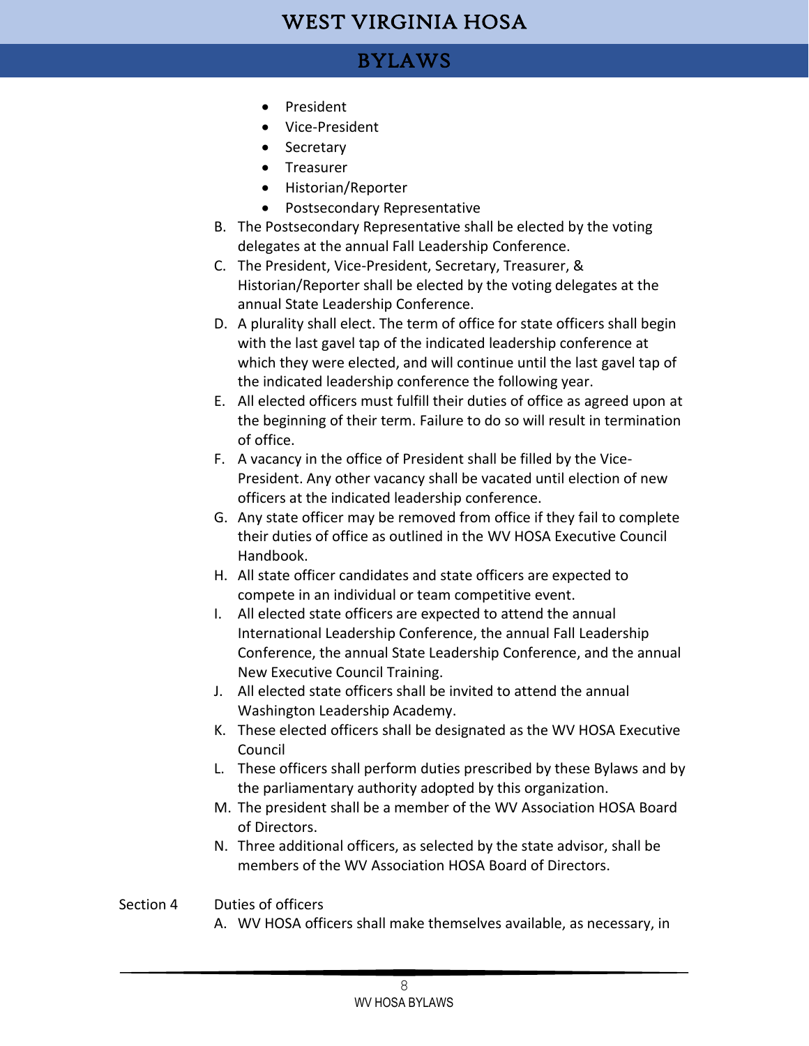- President
- Vice-President
- Secretary
- Treasurer
- Historian/Reporter
- Postsecondary Representative

B. The Postsecondary Representative shall be elected by the voting delegates at the annual Fall Leadership Conference.

C. The President, Vice-President, Secretary, Treasurer, & Historian/Reporter shall be elected by the voting delegates at the annual State Leadership Conference.

D. A plurality shall elect. The term of office for state officers shall begin with the last gavel tap of the indicated leadership conference at which they were elected, and will continue until the last gavel tap of the indicated leadership conference the following year.

E. All elected officers must fulfill their duties of office as agreed upon at the beginning of their term. Failure to do so will result in termination of office.

F. A vacancy in the office of President shall be filled by the Vice-President. Any other vacancy shall be vacated until election of new officers at the indicated leadership conference.

G. Any state officer may be removed from office if they fail to complete their duties of office as outlined in the WV HOSA Executive Council Handbook.

H. All state officer candidates and state officers are expected to compete in an individual or team competitive event.

I. All elected state officers are expected to attend the annual International Leadership Conference, the annual Fall Leadership Conference, the annual State Leadership Conference, and the annual New Executive Council Training.

J. All elected state officers shall be invited to attend the annual Washington Leadership Academy.

K. These elected officers shall be designated as the WV HOSA Executive Council

L. These officers shall perform duties prescribed by these Bylaws and by the parliamentary authority adopted by this organization.

M. The president shall be a member of the WV Association HOSA Board of Directors.

N. Three additional officers, as selected by the state advisor, shall be members of the WV Association HOSA Board of Directors.

Section 4 Duties of officers

A. WV HOSA officers shall make themselves available, as necessary, in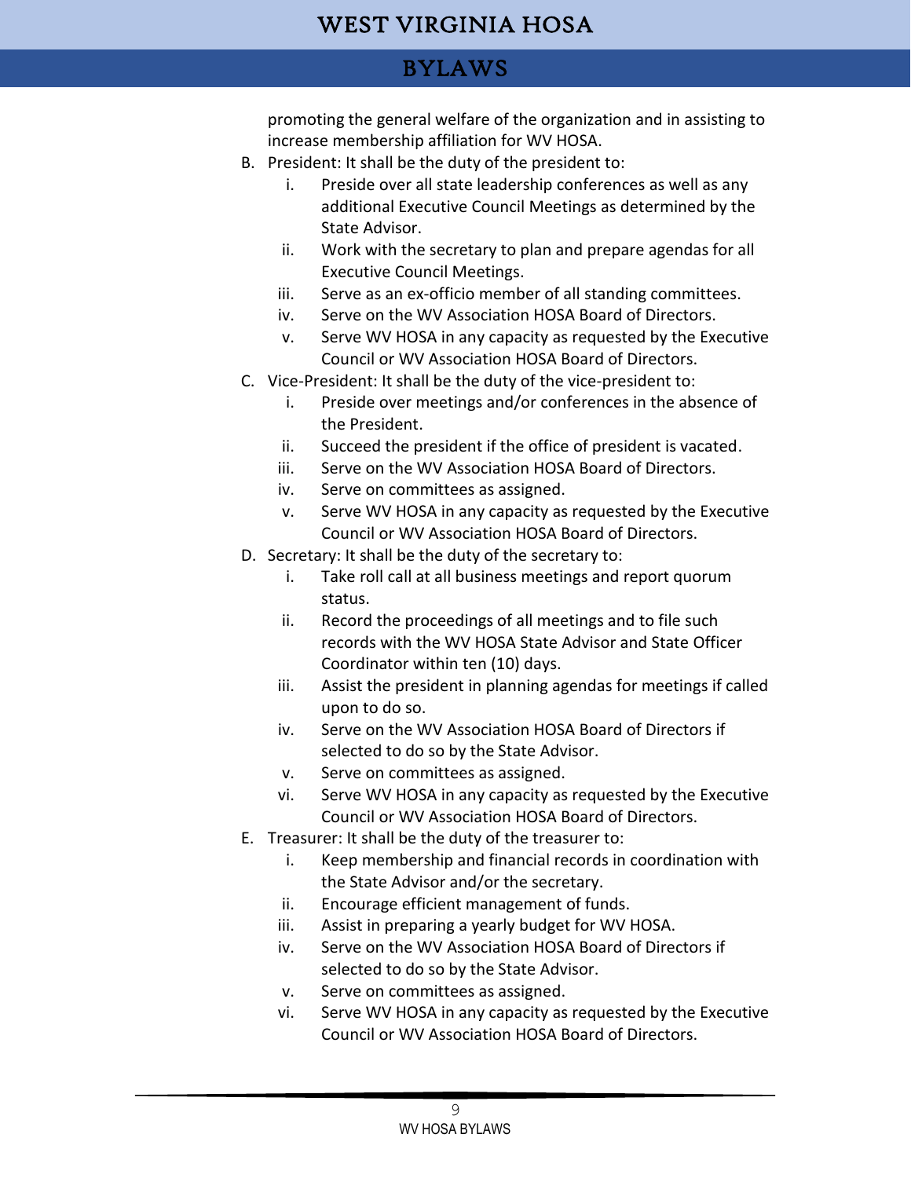promoting the general welfare of the organization and in assisting to increase membership affiliation for WV HOSA.

B. President: It shall be the duty of the president to:
   i. Preside over all state leadership conferences as well as any additional Executive Council Meetings as determined by the State Advisor.
   ii. Work with the secretary to plan and prepare agendas for all Executive Council Meetings.
   iii. Serve as an ex-officio member of all standing committees.
   iv. Serve on the WV Association HOSA Board of Directors.
   v. Serve WV HOSA in any capacity as requested by the Executive Council or WV Association HOSA Board of Directors.
C. Vice-President: It shall be the duty of the vice-president to:
   i. Preside over meetings and/or conferences in the absence of the President.
   ii. Succeed the president if the office of president is vacated.
   iii. Serve on the WV Association HOSA Board of Directors.
   iv. Serve on committees as assigned.
   v. Serve WV HOSA in any capacity as requested by the Executive Council or WV Association HOSA Board of Directors.
D. Secretary: It shall be the duty of the secretary to:
   i. Take roll call at all business meetings and report quorum status.
   ii. Record the proceedings of all meetings and to file such records with the WV HOSA State Advisor and State Officer Coordinator within ten (10) days.
   iii. Assist the president in planning agendas for meetings if called upon to do so.
   iv. Serve on the WV Association HOSA Board of Directors if selected to do so by the State Advisor.
   v. Serve on committees as assigned.
   vi. Serve WV HOSA in any capacity as requested by the Executive Council or WV Association HOSA Board of Directors.
E. Treasurer: It shall be the duty of the treasurer to:
   i. Keep membership and financial records in coordination with the State Advisor and/or the secretary.
   ii. Encourage efficient management of funds.
   iii. Assist in preparing a yearly budget for WV HOSA.
   iv. Serve on the WV Association HOSA Board of Directors if selected to do so by the State Advisor.
   v. Serve on committees as assigned.
   vi. Serve WV HOSA in any capacity as requested by the Executive Council or WV Association HOSA Board of Directors.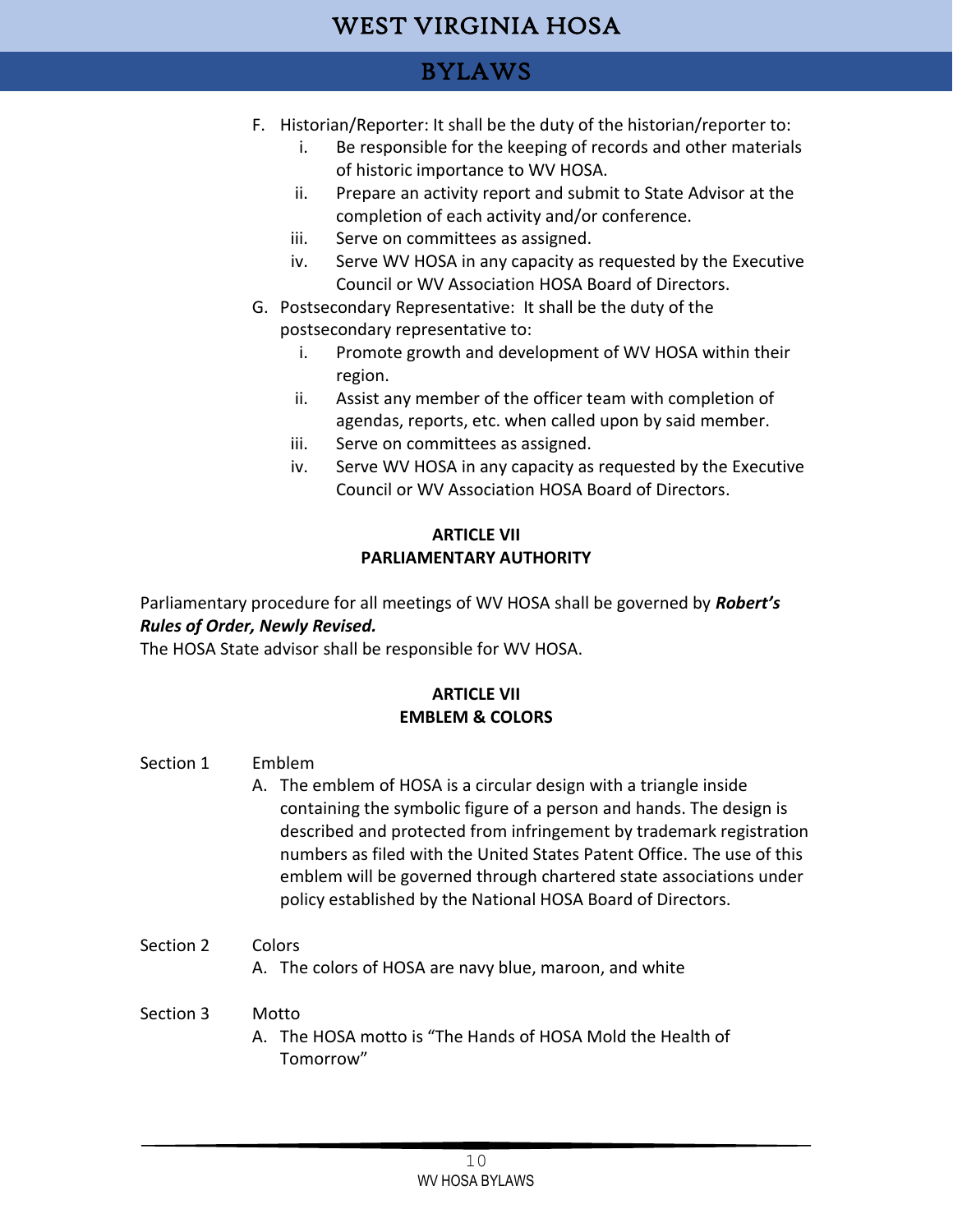F. Historian/Reporter: It shall be the duty of the historian/reporter to:
   i. Be responsible for the keeping of records and other materials of historic importance to WV HOSA.
   ii. Prepare an activity report and submit to State Advisor at the completion of each activity and/or conference.
   iii. Serve on committees as assigned.
   iv. Serve WV HOSA in any capacity as requested by the Executive Council or WV Association HOSA Board of Directors.

G. Postsecondary Representative: It shall be the duty of the postsecondary representative to:
   i. Promote growth and development of WV HOSA within their region.
   ii. Assist any member of the officer team with completion of agendas, reports, etc. when called upon by said member.
   iii. Serve on committees as assigned.
   iv. Serve WV HOSA in any capacity as requested by the Executive Council or WV Association HOSA Board of Directors.

**ARTICLE VII**
**PARLIAMENTARY AUTHORITY**

Parliamentary procedure for all meetings of WV HOSA shall be governed by ***Robert's Rules of Order, Newly Revised.***
The HOSA State advisor shall be responsible for WV HOSA.

**ARTICLE VII**
**EMBLEM & COLORS**

Section 1 Emblem

A. The emblem of HOSA is a circular design with a triangle inside containing the symbolic figure of a person and hands. The design is described and protected from infringement by trademark registration numbers as filed with the United States Patent Office. The use of this emblem will be governed through chartered state associations under policy established by the National HOSA Board of Directors.

Section 2 Colors

A. The colors of HOSA are navy blue, maroon, and white

Section 3 Motto

A. The HOSA motto is "The Hands of HOSA Mold the Health of Tomorrow"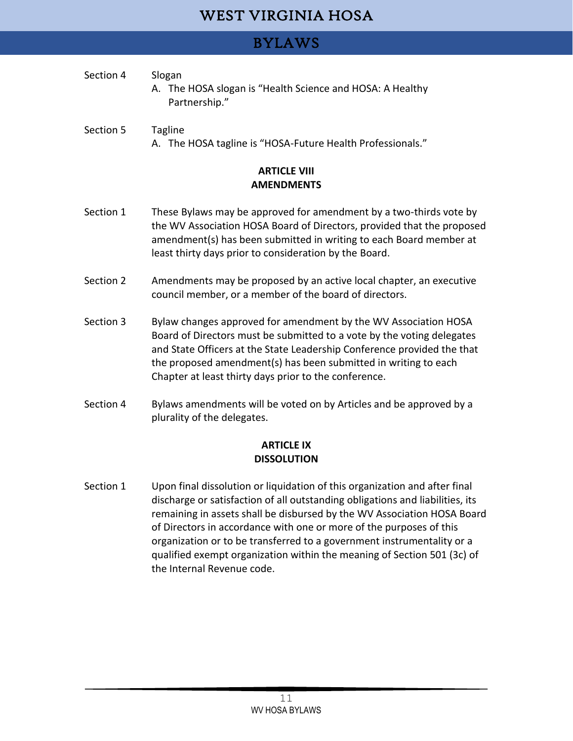Section 4 Slogan

A. The HOSA slogan is "Health Science and HOSA: A Healthy Partnership."

Section 5 Tagline

A. The HOSA tagline is "HOSA-Future Health Professionals."

## ARTICLE VIII
## AMENDMENTS

Section 1 These Bylaws may be approved for amendment by a two-thirds vote by the WV Association HOSA Board of Directors, provided that the proposed amendment(s) has been submitted in writing to each Board member at least thirty days prior to consideration by the Board.

Section 2 Amendments may be proposed by an active local chapter, an executive council member, or a member of the board of directors.

Section 3 Bylaw changes approved for amendment by the WV Association HOSA Board of Directors must be submitted to a vote by the voting delegates and State Officers at the State Leadership Conference provided the that the proposed amendment(s) has been submitted in writing to each Chapter at least thirty days prior to the conference.

Section 4 Bylaws amendments will be voted on by Articles and be approved by a plurality of the delegates.

## ARTICLE IX
## DISSOLUTION

Section 1 Upon final dissolution or liquidation of this organization and after final discharge or satisfaction of all outstanding obligations and liabilities, its remaining in assets shall be disbursed by the WV Association HOSA Board of Directors in accordance with one or more of the purposes of this organization or to be transferred to a government instrumentality or a qualified exempt organization within the meaning of Section 501 (3c) of the Internal Revenue code.